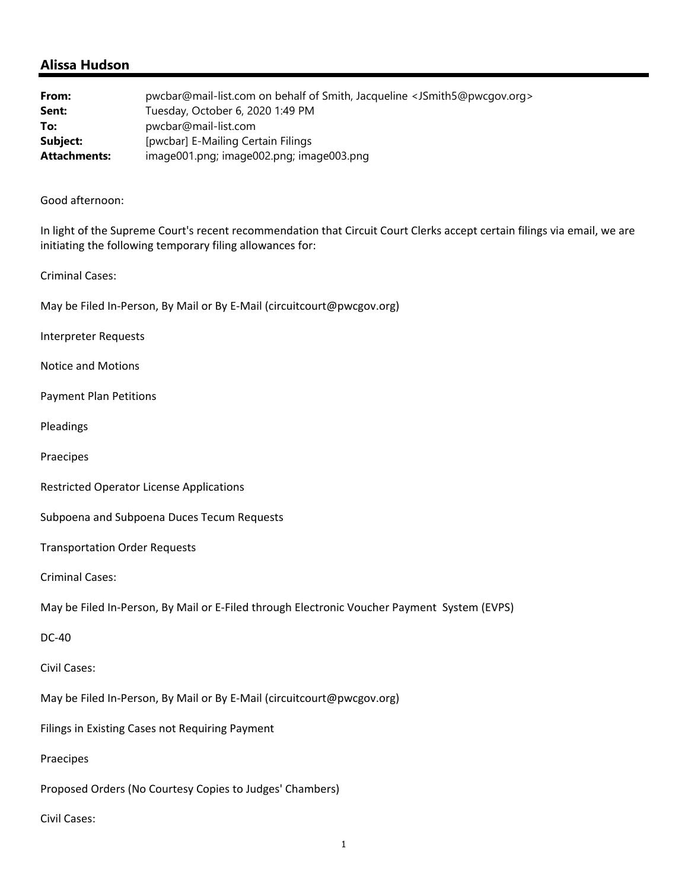## Alissa Hudson

| | |
|---|---|
| **From:** | pwcbar@mail-list.com on behalf of Smith, Jacqueline <JSmith5@pwcgov.org> |
| **Sent:** | Tuesday, October 6, 2020 1:49 PM |
| **To:** | pwcbar@mail-list.com |
| **Subject:** | [pwcbar] E-Mailing Certain Filings |
| **Attachments:** | image001.png; image002.png; image003.png |

Good afternoon:

In light of the Supreme Court's recent recommendation that Circuit Court Clerks accept certain filings via email, we are initiating the following temporary filing allowances for:

Criminal Cases:

May be Filed In-Person, By Mail or By E-Mail (circuitcourt@pwcgov.org)

Interpreter Requests

Notice and Motions

Payment Plan Petitions

Pleadings

Praecipes

Restricted Operator License Applications

Subpoena and Subpoena Duces Tecum Requests

Transportation Order Requests

Criminal Cases:

May be Filed In-Person, By Mail or E-Filed through Electronic Voucher Payment System (EVPS)

DC-40

Civil Cases:

May be Filed In-Person, By Mail or By E-Mail (circuitcourt@pwcgov.org)

Filings in Existing Cases not Requiring Payment

Praecipes

Proposed Orders (No Courtesy Copies to Judges' Chambers)

Civil Cases: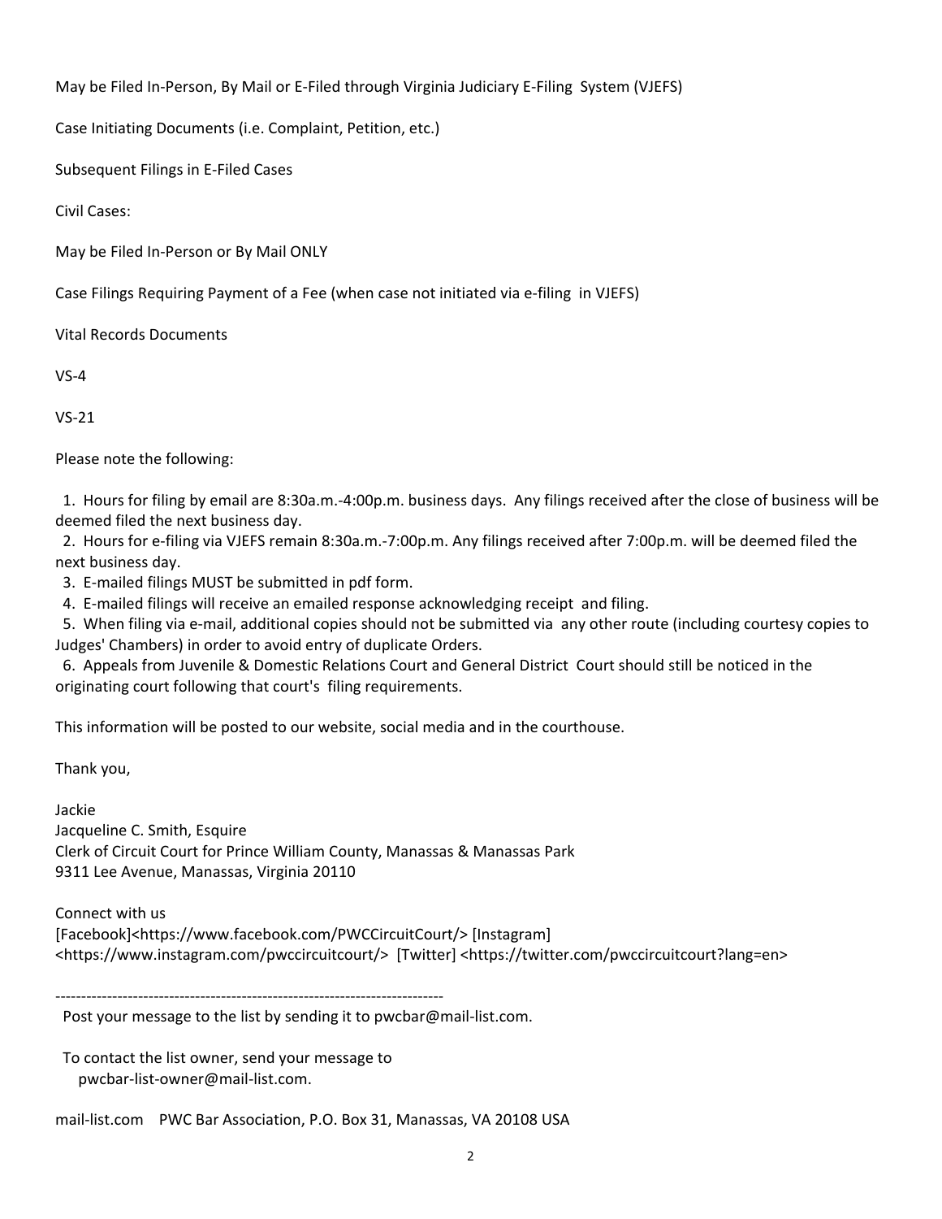May be Filed In-Person, By Mail or E-Filed through Virginia Judiciary E-Filing System (VJEFS)

Case Initiating Documents (i.e. Complaint, Petition, etc.)

Subsequent Filings in E-Filed Cases

Civil Cases:

May be Filed In-Person or By Mail ONLY

Case Filings Requiring Payment of a Fee (when case not initiated via e-filing in VJEFS)

Vital Records Documents

VS-4

VS-21

Please note the following:

1. Hours for filing by email are 8:30a.m.-4:00p.m. business days. Any filings received after the close of business will be deemed filed the next business day.
2. Hours for e-filing via VJEFS remain 8:30a.m.-7:00p.m. Any filings received after 7:00p.m. will be deemed filed the next business day.
3. E-mailed filings MUST be submitted in pdf form.
4. E-mailed filings will receive an emailed response acknowledging receipt and filing.
5. When filing via e-mail, additional copies should not be submitted via any other route (including courtesy copies to Judges' Chambers) in order to avoid entry of duplicate Orders.
6. Appeals from Juvenile & Domestic Relations Court and General District Court should still be noticed in the originating court following that court's filing requirements.

This information will be posted to our website, social media and in the courthouse.

Thank you,

Jackie
Jacqueline C. Smith, Esquire
Clerk of Circuit Court for Prince William County, Manassas & Manassas Park
9311 Lee Avenue, Manassas, Virginia 20110

Connect with us
[Facebook]<https://www.facebook.com/PWCCircuitCourt/> [Instagram]
<https://www.instagram.com/pwccircuitcourt/> [Twitter] <https://twitter.com/pwccircuitcourt?lang=en>

---------------------------------------------------------------------------

Post your message to the list by sending it to pwcbar@mail-list.com.

To contact the list owner, send your message to
pwcbar-list-owner@mail-list.com.

mail-list.com PWC Bar Association, P.O. Box 31, Manassas, VA 20108 USA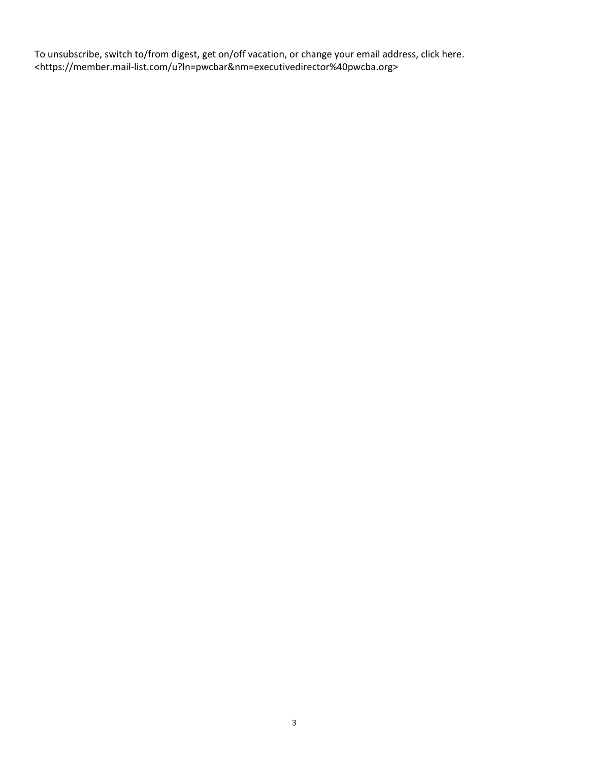To unsubscribe, switch to/from digest, get on/off vacation, or change your email address, click here.
<https://member.mail-list.com/u?ln=pwcbar&nm=executivedirector%40pwcba.org>